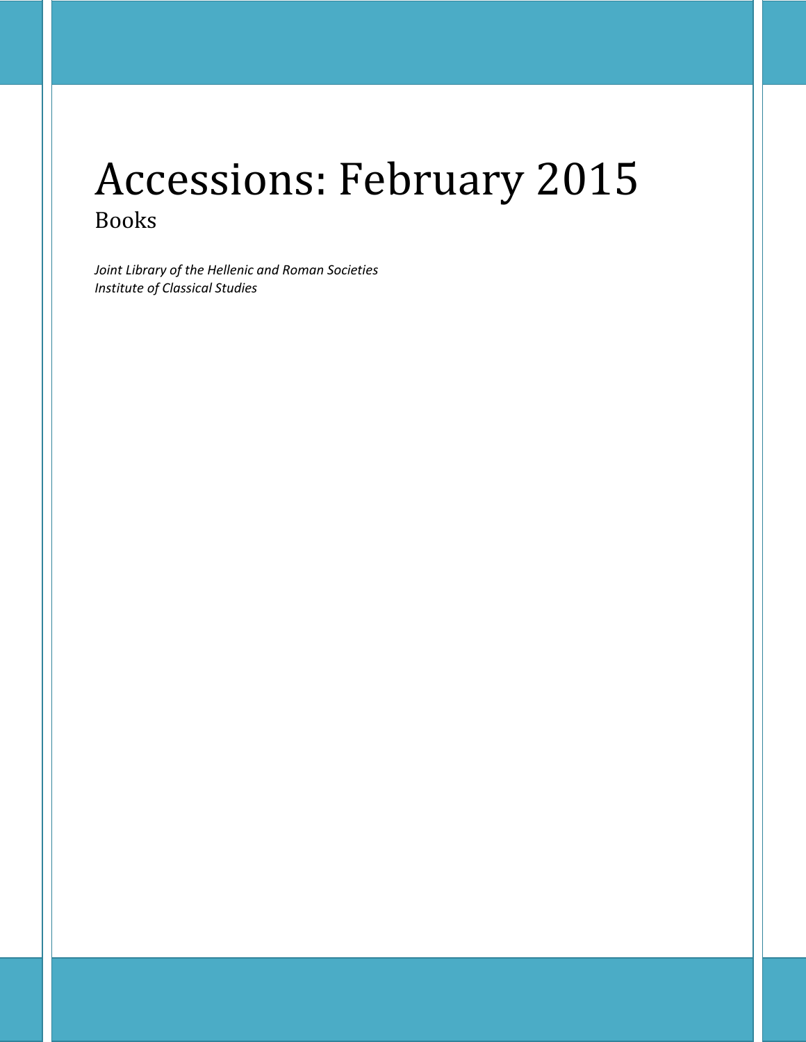# Accessions: February 2015

## Books

*Joint Library of the Hellenic and Roman Societies*
*Institute of Classical Studies*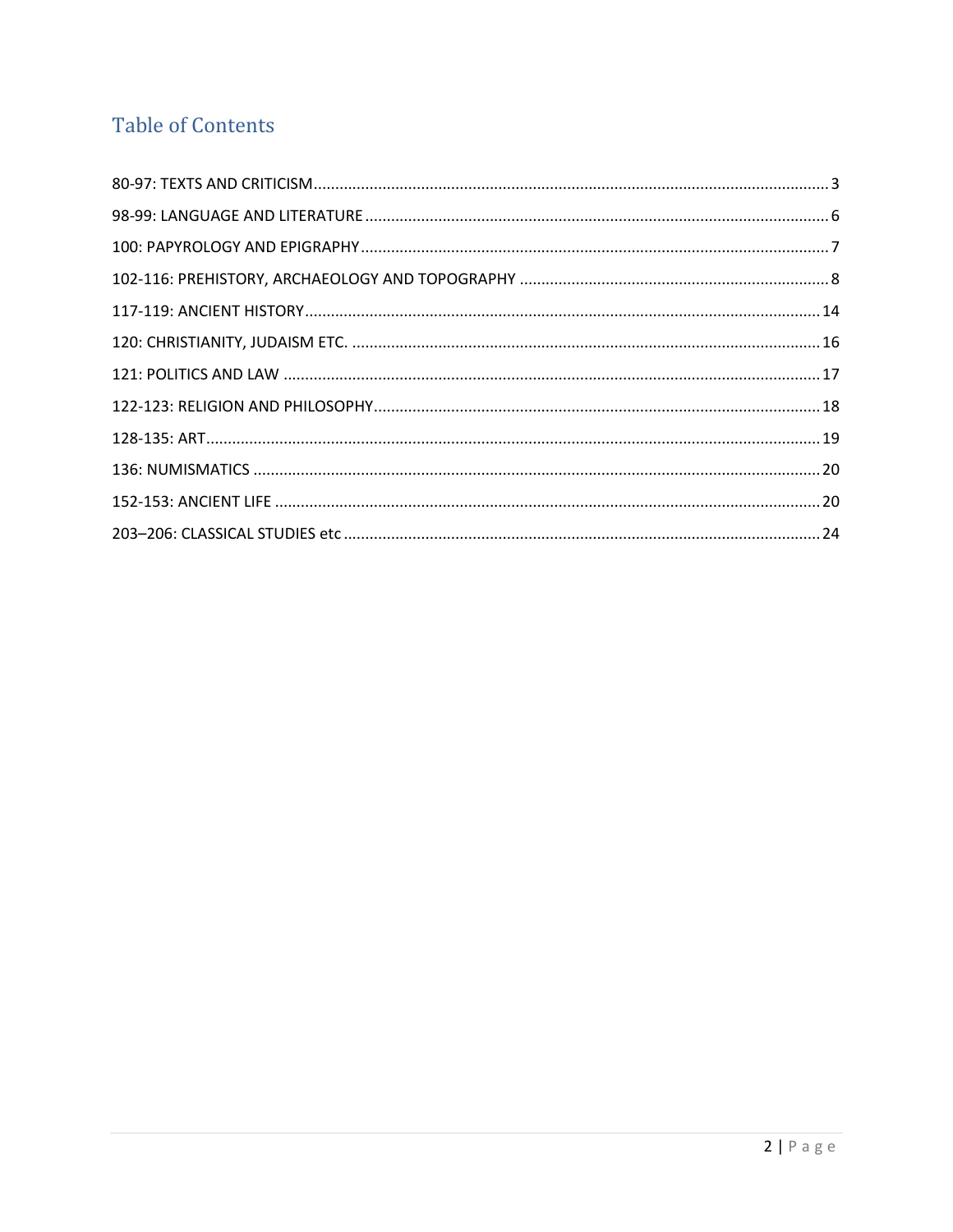## Table of Contents

80-97: TEXTS AND CRITICISM ..... 3

98-99: LANGUAGE AND LITERATURE ..... 6

100: PAPYROLOGY AND EPIGRAPHY ..... 7

102-116: PREHISTORY, ARCHAEOLOGY AND TOPOGRAPHY ..... 8

117-119: ANCIENT HISTORY ..... 14

120: CHRISTIANITY, JUDAISM ETC. ..... 16

121: POLITICS AND LAW ..... 17

122-123: RELIGION AND PHILOSOPHY ..... 18

128-135: ART ..... 19

136: NUMISMATICS ..... 20

152-153: ANCIENT LIFE ..... 20

203–206: CLASSICAL STUDIES etc ..... 24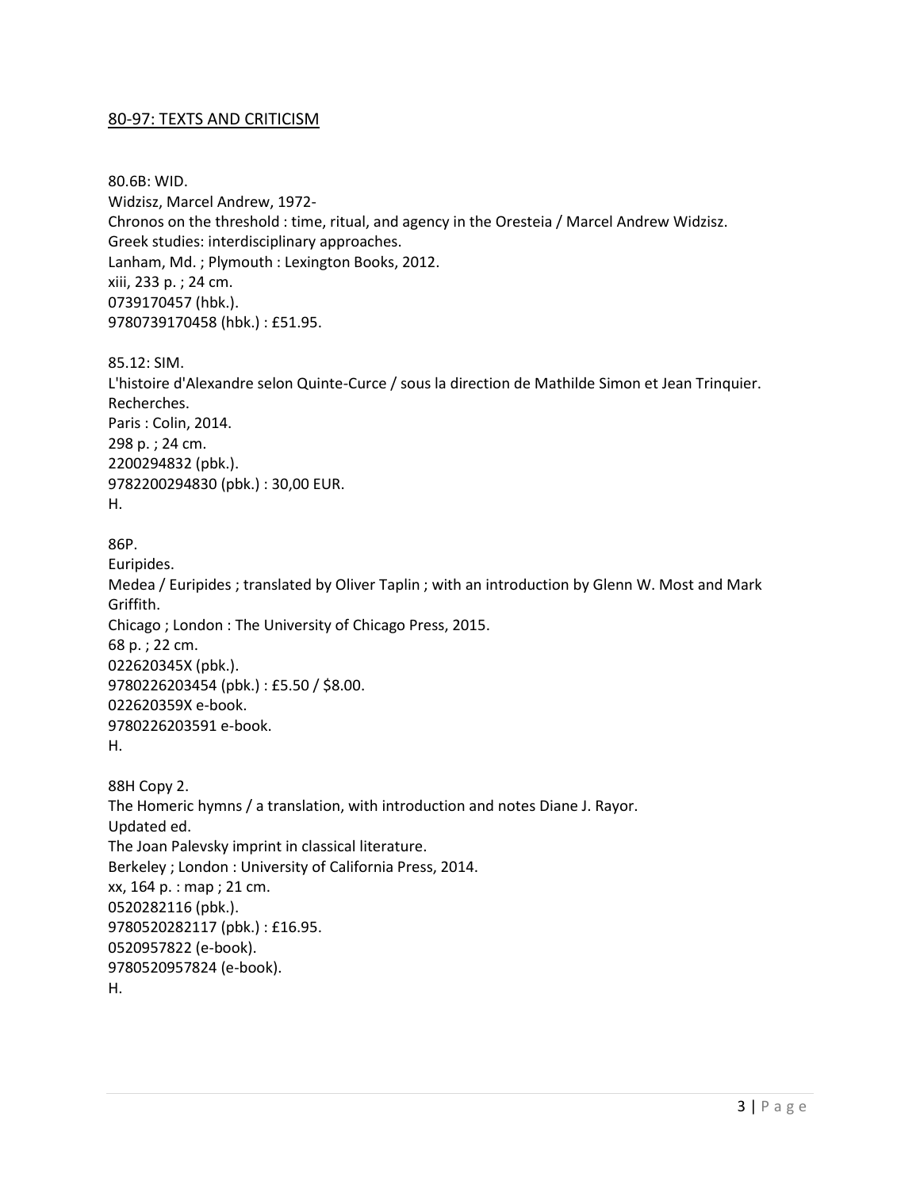## 80-97: TEXTS AND CRITICISM

80.6B: WID.
Widzisz, Marcel Andrew, 1972-
Chronos on the threshold : time, ritual, and agency in the Oresteia / Marcel Andrew Widzisz.
Greek studies: interdisciplinary approaches.
Lanham, Md. ; Plymouth : Lexington Books, 2012.
xiii, 233 p. ; 24 cm.
0739170457 (hbk.).
9780739170458 (hbk.) : £51.95.

85.12: SIM.
L'histoire d'Alexandre selon Quinte-Curce / sous la direction de Mathilde Simon et Jean Trinquier.
Recherches.
Paris : Colin, 2014.
298 p. ; 24 cm.
2200294832 (pbk.).
9782200294830 (pbk.) : 30,00 EUR.
H.

86P.
Euripides.
Medea / Euripides ; translated by Oliver Taplin ; with an introduction by Glenn W. Most and Mark Griffith.
Chicago ; London : The University of Chicago Press, 2015.
68 p. ; 22 cm.
022620345X (pbk.).
9780226203454 (pbk.) : £5.50 / $8.00.
022620359X e-book.
9780226203591 e-book.
H.

88H Copy 2.
The Homeric hymns / a translation, with introduction and notes Diane J. Rayor.
Updated ed.
The Joan Palevsky imprint in classical literature.
Berkeley ; London : University of California Press, 2014.
xx, 164 p. : map ; 21 cm.
0520282116 (pbk.).
9780520282117 (pbk.) : £16.95.
0520957822 (e-book).
9780520957824 (e-book).
H.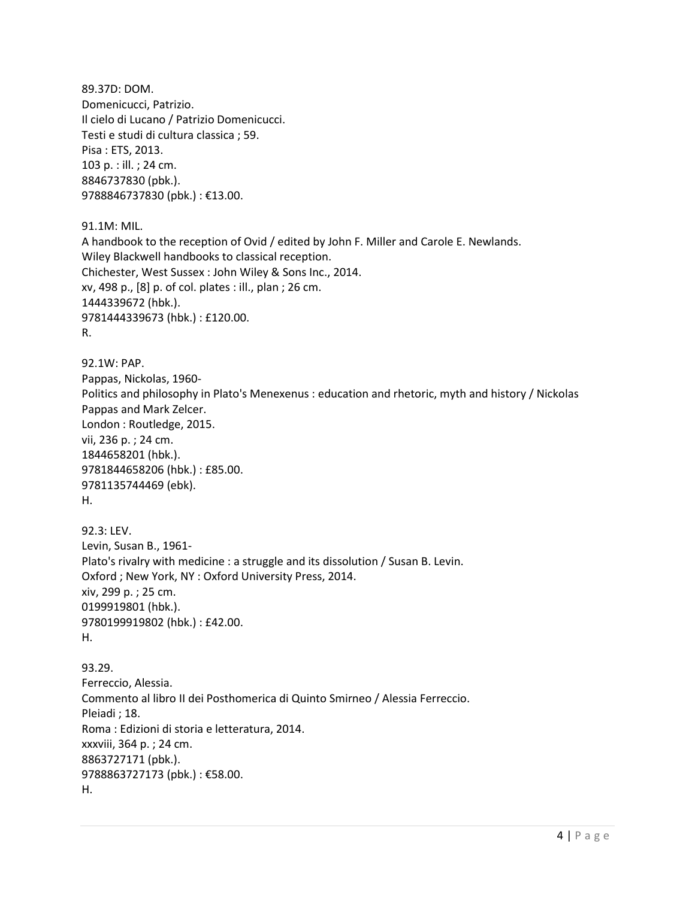89.37D: DOM.
Domenicucci, Patrizio.
Il cielo di Lucano / Patrizio Domenicucci.
Testi e studi di cultura classica ; 59.
Pisa : ETS, 2013.
103 p. : ill. ; 24 cm.
8846737830 (pbk.).
9788846737830 (pbk.) : €13.00.

91.1M: MIL.
A handbook to the reception of Ovid / edited by John F. Miller and Carole E. Newlands.
Wiley Blackwell handbooks to classical reception.
Chichester, West Sussex : John Wiley & Sons Inc., 2014.
xv, 498 p., [8] p. of col. plates : ill., plan ; 26 cm.
1444339672 (hbk.).
9781444339673 (hbk.) : £120.00.
R.

92.1W: PAP.
Pappas, Nickolas, 1960-
Politics and philosophy in Plato's Menexenus : education and rhetoric, myth and history / Nickolas Pappas and Mark Zelcer.
London : Routledge, 2015.
vii, 236 p. ; 24 cm.
1844658201 (hbk.).
9781844658206 (hbk.) : £85.00.
9781135744469 (ebk).
H.

92.3: LEV.
Levin, Susan B., 1961-
Plato's rivalry with medicine : a struggle and its dissolution / Susan B. Levin.
Oxford ; New York, NY : Oxford University Press, 2014.
xiv, 299 p. ; 25 cm.
0199919801 (hbk.).
9780199919802 (hbk.) : £42.00.
H.

93.29.
Ferreccio, Alessia.
Commento al libro II dei Posthomerica di Quinto Smirneo / Alessia Ferreccio.
Pleiadi ; 18.
Roma : Edizioni di storia e letteratura, 2014.
xxxviii, 364 p. ; 24 cm.
8863727171 (pbk.).
9788863727173 (pbk.) : €58.00.
H.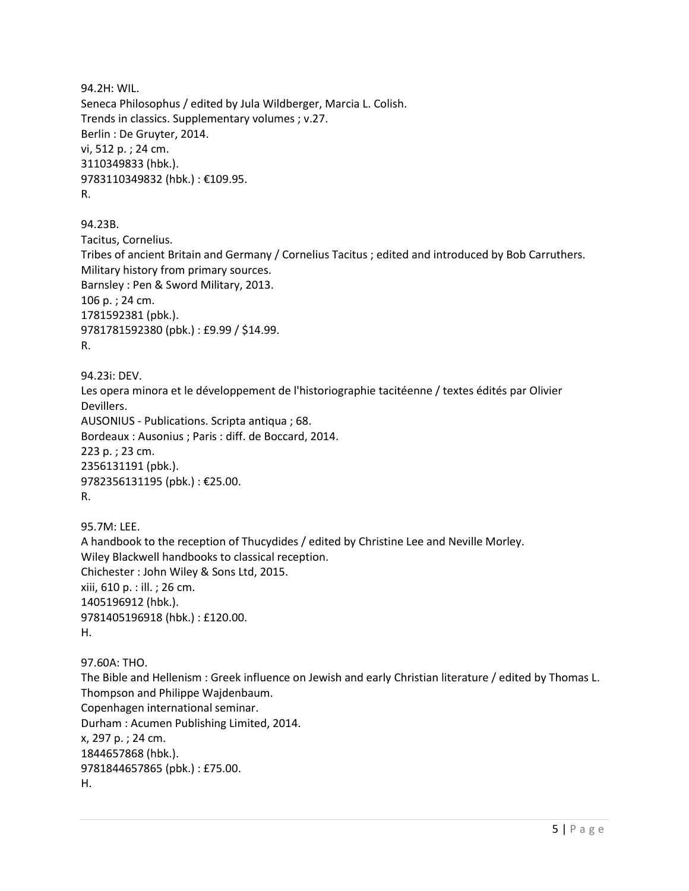94.2H: WIL.
Seneca Philosophus / edited by Jula Wildberger, Marcia L. Colish.
Trends in classics. Supplementary volumes ; v.27.
Berlin : De Gruyter, 2014.
vi, 512 p. ; 24 cm.
3110349833 (hbk.).
9783110349832 (hbk.) : €109.95.
R.

94.23B.
Tacitus, Cornelius.
Tribes of ancient Britain and Germany / Cornelius Tacitus ; edited and introduced by Bob Carruthers.
Military history from primary sources.
Barnsley : Pen & Sword Military, 2013.
106 p. ; 24 cm.
1781592381 (pbk.).
9781781592380 (pbk.) : £9.99 / $14.99.
R.

94.23i: DEV.
Les opera minora et le développement de l'historiographie tacitéenne / textes édités par Olivier Devillers.
AUSONIUS - Publications. Scripta antiqua ; 68.
Bordeaux : Ausonius ; Paris : diff. de Boccard, 2014.
223 p. ; 23 cm.
2356131191 (pbk.).
9782356131195 (pbk.) : €25.00.
R.

95.7M: LEE.
A handbook to the reception of Thucydides / edited by Christine Lee and Neville Morley.
Wiley Blackwell handbooks to classical reception.
Chichester : John Wiley & Sons Ltd, 2015.
xiii, 610 p. : ill. ; 26 cm.
1405196912 (hbk.).
9781405196918 (hbk.) : £120.00.
H.

97.60A: THO.
The Bible and Hellenism : Greek influence on Jewish and early Christian literature / edited by Thomas L. Thompson and Philippe Wajdenbaum.
Copenhagen international seminar.
Durham : Acumen Publishing Limited, 2014.
x, 297 p. ; 24 cm.
1844657868 (hbk.).
9781844657865 (pbk.) : £75.00.
H.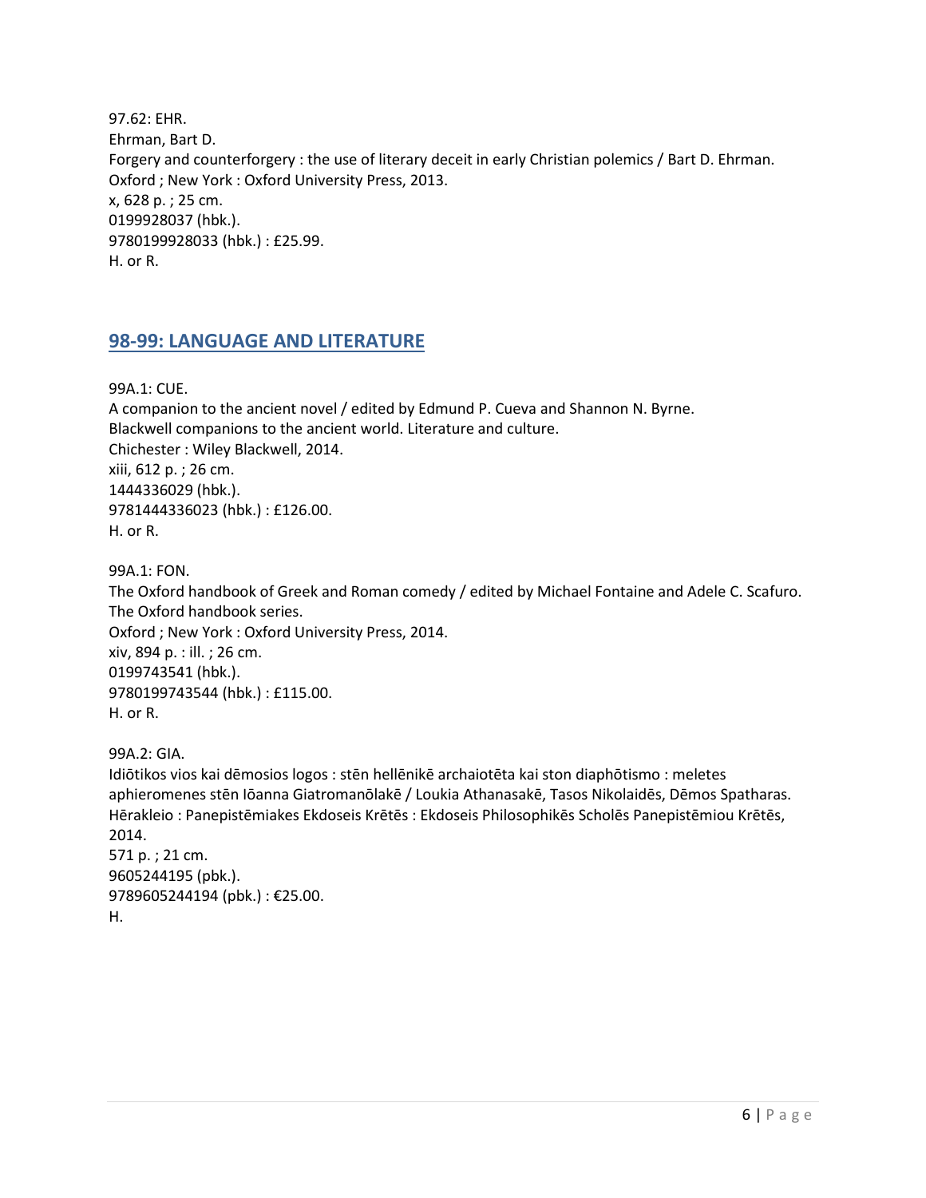97.62: EHR.
Ehrman, Bart D.
Forgery and counterforgery : the use of literary deceit in early Christian polemics / Bart D. Ehrman.
Oxford ; New York : Oxford University Press, 2013.
x, 628 p. ; 25 cm.
0199928037 (hbk.).
9780199928033 (hbk.) : £25.99.
H. or R.

## 98-99: LANGUAGE AND LITERATURE

99A.1: CUE.
A companion to the ancient novel / edited by Edmund P. Cueva and Shannon N. Byrne.
Blackwell companions to the ancient world. Literature and culture.
Chichester : Wiley Blackwell, 2014.
xiii, 612 p. ; 26 cm.
1444336029 (hbk.).
9781444336023 (hbk.) : £126.00.
H. or R.

99A.1: FON.
The Oxford handbook of Greek and Roman comedy / edited by Michael Fontaine and Adele C. Scafuro.
The Oxford handbook series.
Oxford ; New York : Oxford University Press, 2014.
xiv, 894 p. : ill. ; 26 cm.
0199743541 (hbk.).
9780199743544 (hbk.) : £115.00.
H. or R.

99A.2: GIA.
Idiōtikos vios kai dēmosios logos : stēn hellēnikē archaiotēta kai ston diaphōtismo : meletes aphieromenes stēn Iōanna Giatromanōlakē / Loukia Athanasakē, Tasos Nikolaidēs, Dēmos Spatharas.
Hērakleio : Panepistēmiakes Ekdoseis Krētēs : Ekdoseis Philosophikēs Scholēs Panepistēmiou Krētēs, 2014.
571 p. ; 21 cm.
9605244195 (pbk.).
9789605244194 (pbk.) : €25.00.
H.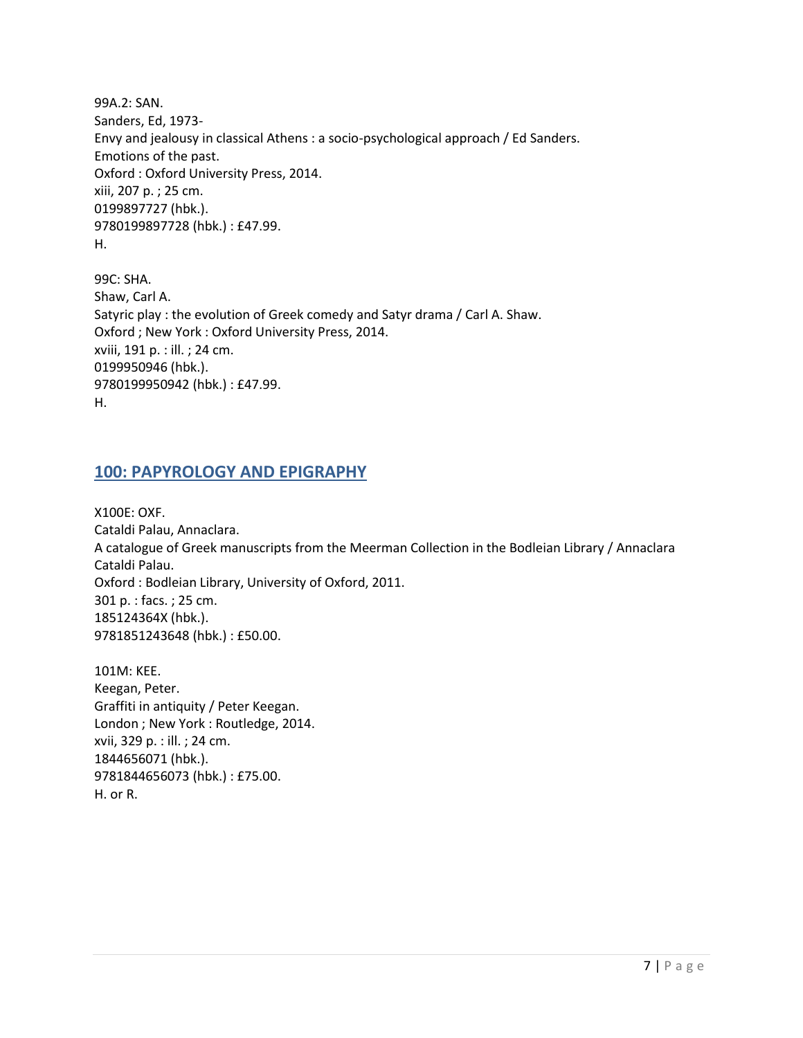99A.2: SAN.
Sanders, Ed, 1973-
Envy and jealousy in classical Athens : a socio-psychological approach / Ed Sanders.
Emotions of the past.
Oxford : Oxford University Press, 2014.
xiii, 207 p. ; 25 cm.
0199897727 (hbk.).
9780199897728 (hbk.) : £47.99.
H.

99C: SHA.
Shaw, Carl A.
Satyric play : the evolution of Greek comedy and Satyr drama / Carl A. Shaw.
Oxford ; New York : Oxford University Press, 2014.
xviii, 191 p. : ill. ; 24 cm.
0199950946 (hbk.).
9780199950942 (hbk.) : £47.99.
H.

## 100: PAPYROLOGY AND EPIGRAPHY

X100E: OXF.
Cataldi Palau, Annaclara.
A catalogue of Greek manuscripts from the Meerman Collection in the Bodleian Library / Annaclara Cataldi Palau.
Oxford : Bodleian Library, University of Oxford, 2011.
301 p. : facs. ; 25 cm.
185124364X (hbk.).
9781851243648 (hbk.) : £50.00.

101M: KEE.
Keegan, Peter.
Graffiti in antiquity / Peter Keegan.
London ; New York : Routledge, 2014.
xvii, 329 p. : ill. ; 24 cm.
1844656071 (hbk.).
9781844656073 (hbk.) : £75.00.
H. or R.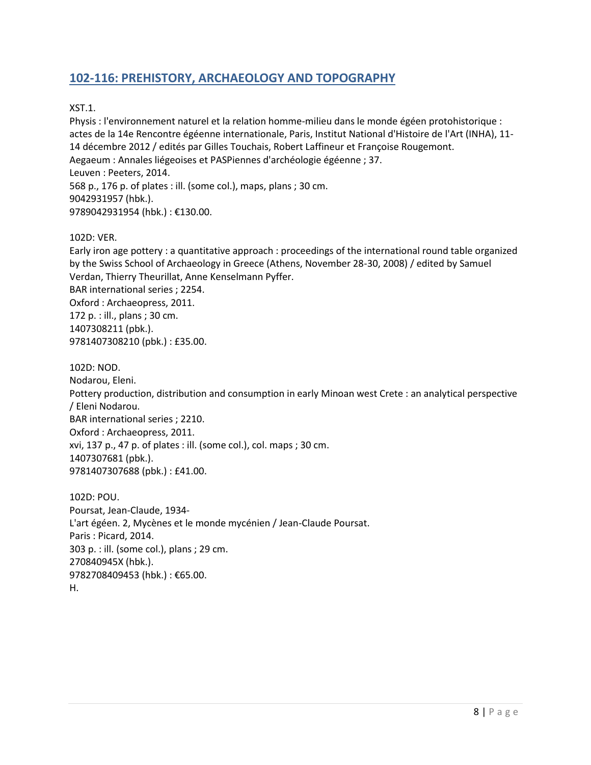## 102-116: PREHISTORY, ARCHAEOLOGY AND TOPOGRAPHY

XST.1.
Physis : l'environnement naturel et la relation homme-milieu dans le monde égéen protohistorique : actes de la 14e Rencontre égéenne internationale, Paris, Institut National d'Histoire de l'Art (INHA), 11-14 décembre 2012 / edités par Gilles Touchais, Robert Laffineur et Françoise Rougemont.
Aegaeum : Annales liégeoises et PASPiennes d'archéologie égéenne ; 37.
Leuven : Peeters, 2014.
568 p., 176 p. of plates : ill. (some col.), maps, plans ; 30 cm.
9042931957 (hbk.).
9789042931954 (hbk.) : €130.00.

102D: VER.
Early iron age pottery : a quantitative approach : proceedings of the international round table organized by the Swiss School of Archaeology in Greece (Athens, November 28-30, 2008) / edited by Samuel Verdan, Thierry Theurillat, Anne Kenselmann Pyffer.
BAR international series ; 2254.
Oxford : Archaeopress, 2011.
172 p. : ill., plans ; 30 cm.
1407308211 (pbk.).
9781407308210 (pbk.) : £35.00.

102D: NOD.
Nodarou, Eleni.
Pottery production, distribution and consumption in early Minoan west Crete : an analytical perspective / Eleni Nodarou.
BAR international series ; 2210.
Oxford : Archaeopress, 2011.
xvi, 137 p., 47 p. of plates : ill. (some col.), col. maps ; 30 cm.
1407307681 (pbk.).
9781407307688 (pbk.) : £41.00.

102D: POU.
Poursat, Jean-Claude, 1934-
L'art égéen. 2, Mycènes et le monde mycénien / Jean-Claude Poursat.
Paris : Picard, 2014.
303 p. : ill. (some col.), plans ; 29 cm.
270840945X (hbk.).
9782708409453 (hbk.) : €65.00.
H.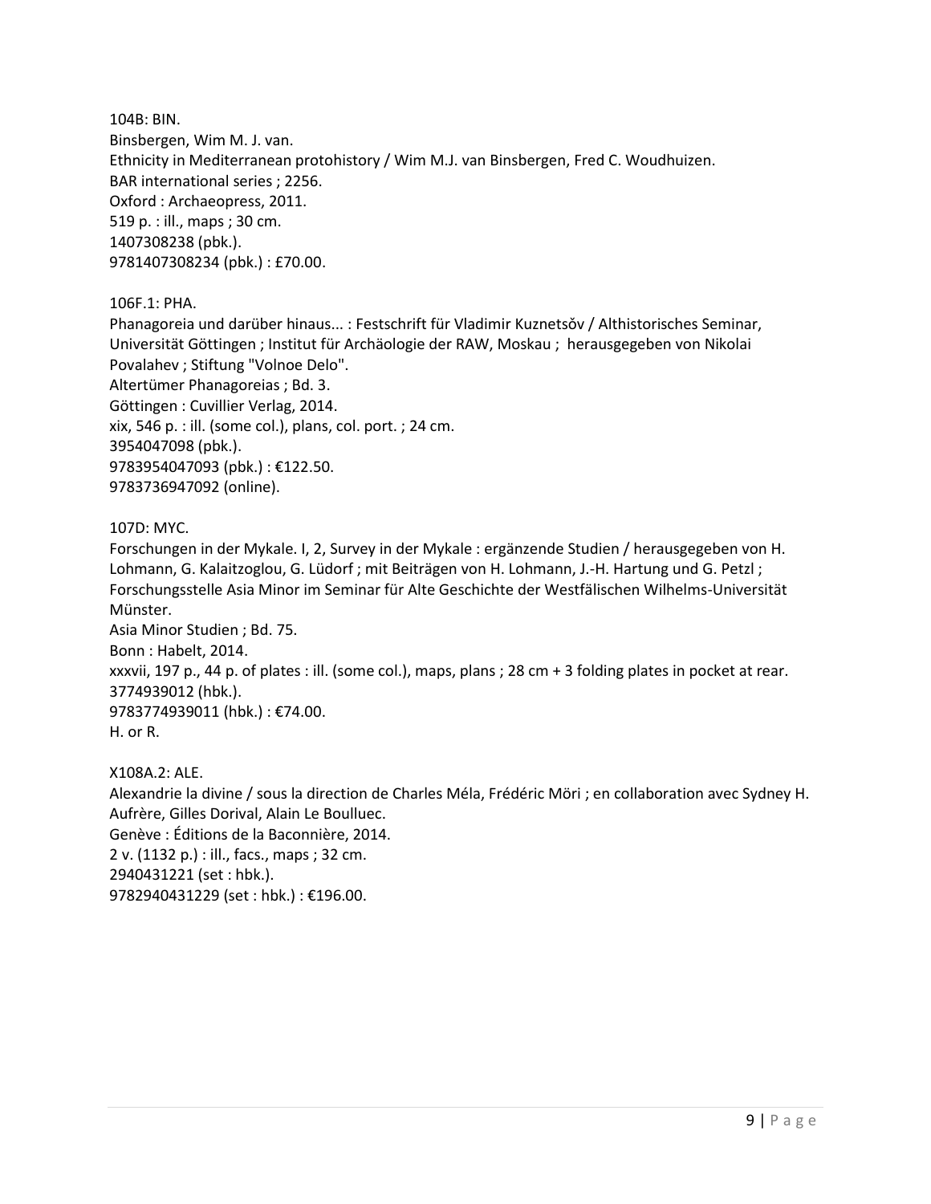104B: BIN.  
Binsbergen, Wim M. J. van.  
Ethnicity in Mediterranean protohistory / Wim M.J. van Binsbergen, Fred C. Woudhuizen.  
BAR international series ; 2256.  
Oxford : Archaeopress, 2011.  
519 p. : ill., maps ; 30 cm.  
1407308238 (pbk.).  
9781407308234 (pbk.) : £70.00.

106F.1: PHA.  
Phanagoreia und darüber hinaus... : Festschrift für Vladimir Kuznetsŏv / Althistorisches Seminar, Universität Göttingen ; Institut für Archäologie der RAW, Moskau ; herausgegeben von Nikolai Povalahev ; Stiftung "Volnoe Delo".  
Altertümer Phanagoreias ; Bd. 3.  
Göttingen : Cuvillier Verlag, 2014.  
xix, 546 p. : ill. (some col.), plans, col. port. ; 24 cm.  
3954047098 (pbk.).  
9783954047093 (pbk.) : €122.50.  
9783736947092 (online).

107D: MYC.  
Forschungen in der Mykale. I, 2, Survey in der Mykale : ergänzende Studien / herausgegeben von H. Lohmann, G. Kalaitzoglou, G. Lüdorf ; mit Beiträgen von H. Lohmann, J.-H. Hartung und G. Petzl ; Forschungsstelle Asia Minor im Seminar für Alte Geschichte der Westfälischen Wilhelms-Universität Münster.  
Asia Minor Studien ; Bd. 75.  
Bonn : Habelt, 2014.  
xxxvii, 197 p., 44 p. of plates : ill. (some col.), maps, plans ; 28 cm + 3 folding plates in pocket at rear.  
3774939012 (hbk.).  
9783774939011 (hbk.) : €74.00.  
H. or R.

X108A.2: ALE.  
Alexandrie la divine / sous la direction de Charles Méla, Frédéric Möri ; en collaboration avec Sydney H. Aufrère, Gilles Dorival, Alain Le Boulluec.  
Genève : Éditions de la Baconnière, 2014.  
2 v. (1132 p.) : ill., facs., maps ; 32 cm.  
2940431221 (set : hbk.).  
9782940431229 (set : hbk.) : €196.00.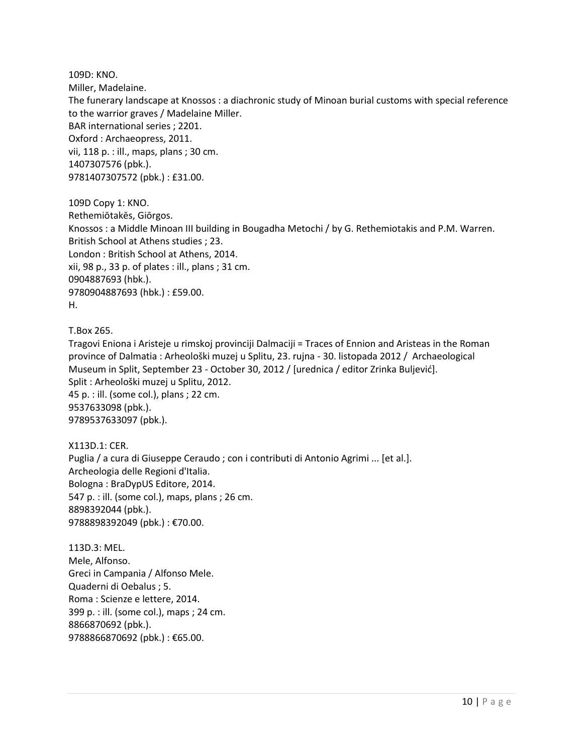109D: KNO.
Miller, Madelaine.
The funerary landscape at Knossos : a diachronic study of Minoan burial customs with special reference to the warrior graves / Madelaine Miller.
BAR international series ; 2201.
Oxford : Archaeopress, 2011.
vii, 118 p. : ill., maps, plans ; 30 cm.
1407307576 (pbk.).
9781407307572 (pbk.) : £31.00.

109D Copy 1: KNO.
Rethemiōtakēs, Giōrgos.
Knossos : a Middle Minoan III building in Bougadha Metochi / by G. Rethemiotakis and P.M. Warren.
British School at Athens studies ; 23.
London : British School at Athens, 2014.
xii, 98 p., 33 p. of plates : ill., plans ; 31 cm.
0904887693 (hbk.).
9780904887693 (hbk.) : £59.00.
H.

T.Box 265.
Tragovi Eniona i Aristeje u rimskoj provinciji Dalmaciji = Traces of Ennion and Aristeas in the Roman province of Dalmatia : Arheološki muzej u Splitu, 23. rujna - 30. listopada 2012 / Archaeological Museum in Split, September 23 - October 30, 2012 / [urednica / editor Zrinka Buljević].
Split : Arheološki muzej u Splitu, 2012.
45 p. : ill. (some col.), plans ; 22 cm.
9537633098 (pbk.).
9789537633097 (pbk.).

X113D.1: CER.
Puglia / a cura di Giuseppe Ceraudo ; con i contributi di Antonio Agrimi ... [et al.].
Archeologia delle Regioni d'Italia.
Bologna : BraDypUS Editore, 2014.
547 p. : ill. (some col.), maps, plans ; 26 cm.
8898392044 (pbk.).
9788898392049 (pbk.) : €70.00.

113D.3: MEL.
Mele, Alfonso.
Greci in Campania / Alfonso Mele.
Quaderni di Oebalus ; 5.
Roma : Scienze e lettere, 2014.
399 p. : ill. (some col.), maps ; 24 cm.
8866870692 (pbk.).
9788866870692 (pbk.) : €65.00.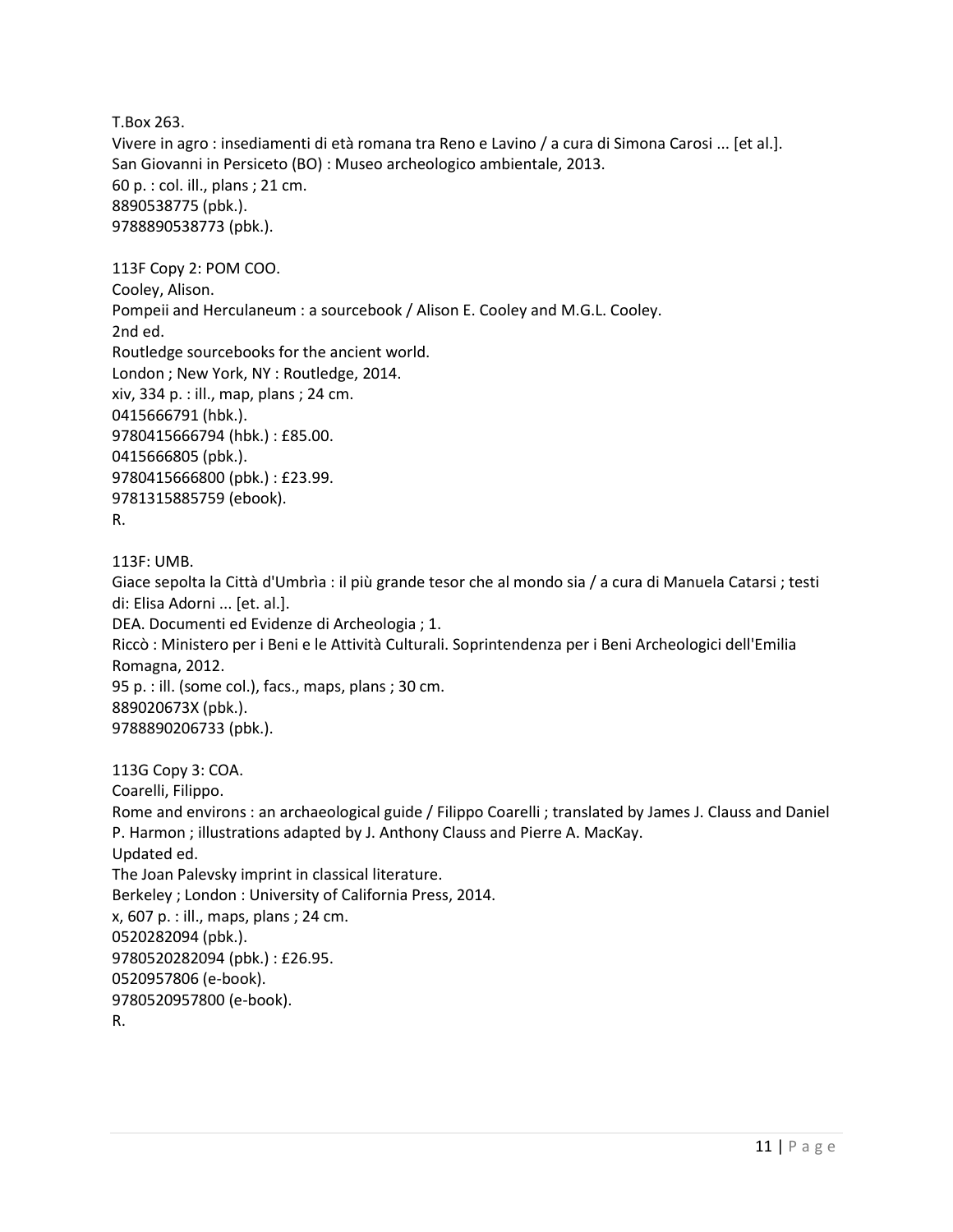T.Box 263.
Vivere in agro : insediamenti di età romana tra Reno e Lavino / a cura di Simona Carosi ... [et al.].
San Giovanni in Persiceto (BO) : Museo archeologico ambientale, 2013.
60 p. : col. ill., plans ; 21 cm.
8890538775 (pbk.).
9788890538773 (pbk.).

113F Copy 2: POM COO.
Cooley, Alison.
Pompeii and Herculaneum : a sourcebook / Alison E. Cooley and M.G.L. Cooley.
2nd ed.
Routledge sourcebooks for the ancient world.
London ; New York, NY : Routledge, 2014.
xiv, 334 p. : ill., map, plans ; 24 cm.
0415666791 (hbk.).
9780415666794 (hbk.) : £85.00.
0415666805 (pbk.).
9780415666800 (pbk.) : £23.99.
9781315885759 (ebook).
R.

113F: UMB.
Giace sepolta la Città d'Umbrìa : il più grande tesor che al mondo sia / a cura di Manuela Catarsi ; testi di: Elisa Adorni ... [et. al.].
DEA. Documenti ed Evidenze di Archeologia ; 1.
Riccò : Ministero per i Beni e le Attività Culturali. Soprintendenza per i Beni Archeologici dell'Emilia Romagna, 2012.
95 p. : ill. (some col.), facs., maps, plans ; 30 cm.
889020673X (pbk.).
9788890206733 (pbk.).

113G Copy 3: COA.
Coarelli, Filippo.
Rome and environs : an archaeological guide / Filippo Coarelli ; translated by James J. Clauss and Daniel P. Harmon ; illustrations adapted by J. Anthony Clauss and Pierre A. MacKay.
Updated ed.
The Joan Palevsky imprint in classical literature.
Berkeley ; London : University of California Press, 2014.
x, 607 p. : ill., maps, plans ; 24 cm.
0520282094 (pbk.).
9780520282094 (pbk.) : £26.95.
0520957806 (e-book).
9780520957800 (e-book).
R.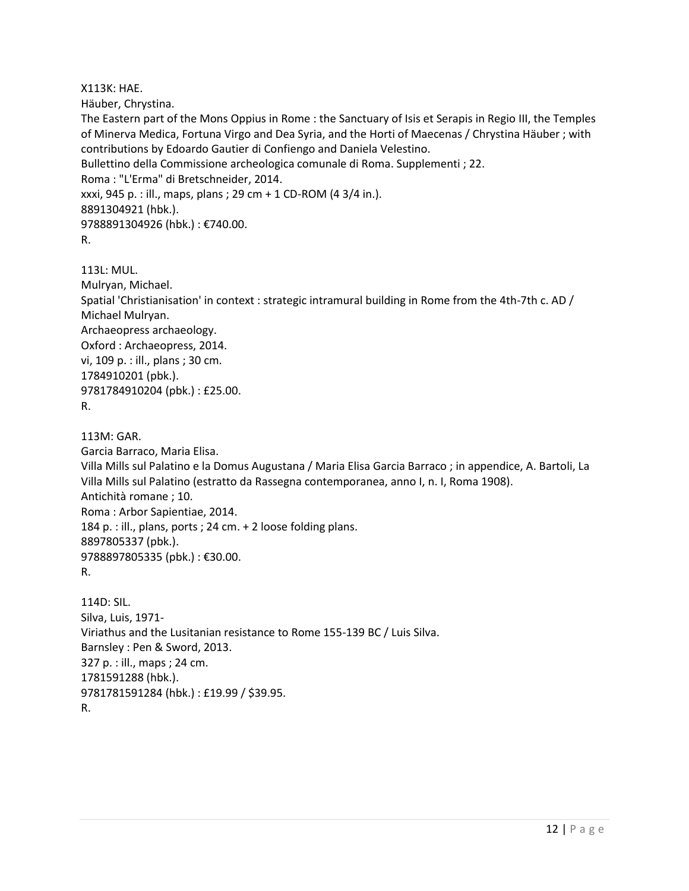X113K: HAE.
Häuber, Chrystina.
The Eastern part of the Mons Oppius in Rome : the Sanctuary of Isis et Serapis in Regio III, the Temples of Minerva Medica, Fortuna Virgo and Dea Syria, and the Horti of Maecenas / Chrystina Häuber ; with contributions by Edoardo Gautier di Confiengo and Daniela Velestino.
Bullettino della Commissione archeologica comunale di Roma. Supplementi ; 22.
Roma : "L'Erma" di Bretschneider, 2014.
xxxi, 945 p. : ill., maps, plans ; 29 cm + 1 CD-ROM (4 3/4 in.).
8891304921 (hbk.).
9788891304926 (hbk.) : €740.00.
R.

113L: MUL.
Mulryan, Michael.
Spatial 'Christianisation' in context : strategic intramural building in Rome from the 4th-7th c. AD / Michael Mulryan.
Archaeopress archaeology.
Oxford : Archaeopress, 2014.
vi, 109 p. : ill., plans ; 30 cm.
1784910201 (pbk.).
9781784910204 (pbk.) : £25.00.
R.

113M: GAR.
Garcia Barraco, Maria Elisa.
Villa Mills sul Palatino e la Domus Augustana / Maria Elisa Garcia Barraco ; in appendice, A. Bartoli, La Villa Mills sul Palatino (estratto da Rassegna contemporanea, anno I, n. I, Roma 1908).
Antichità romane ; 10.
Roma : Arbor Sapientiae, 2014.
184 p. : ill., plans, ports ; 24 cm. + 2 loose folding plans.
8897805337 (pbk.).
9788897805335 (pbk.) : €30.00.
R.

114D: SIL.
Silva, Luis, 1971-
Viriathus and the Lusitanian resistance to Rome 155-139 BC / Luis Silva.
Barnsley : Pen & Sword, 2013.
327 p. : ill., maps ; 24 cm.
1781591288 (hbk.).
9781781591284 (hbk.) : £19.99 / $39.95.
R.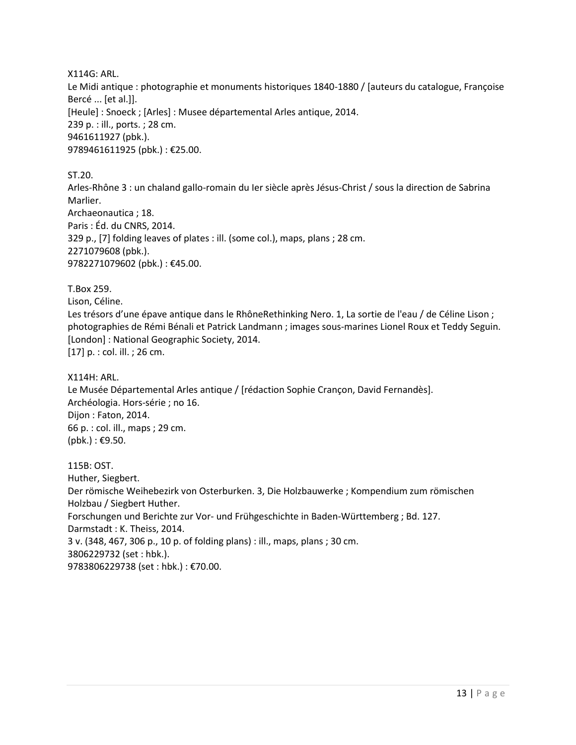X114G: ARL.
Le Midi antique : photographie et monuments historiques 1840-1880 / [auteurs du catalogue, Françoise Bercé ... [et al.]].
[Heule] : Snoeck ; [Arles] : Musee départemental Arles antique, 2014.
239 p. : ill., ports. ; 28 cm.
9461611927 (pbk.).
9789461611925 (pbk.) : €25.00.

ST.20.
Arles-Rhône 3 : un chaland gallo-romain du Ier siècle après Jésus-Christ / sous la direction de Sabrina Marlier.
Archaeonautica ; 18.
Paris : Éd. du CNRS, 2014.
329 p., [7] folding leaves of plates : ill. (some col.), maps, plans ; 28 cm.
2271079608 (pbk.).
9782271079602 (pbk.) : €45.00.

T.Box 259.
Lison, Céline.
Les trésors d'une épave antique dans le RhôneRethinking Nero. 1, La sortie de l'eau / de Céline Lison ; photographies de Rémi Bénali et Patrick Landmann ; images sous-marines Lionel Roux et Teddy Seguin.
[London] : National Geographic Society, 2014.
[17] p. : col. ill. ; 26 cm.

X114H: ARL.
Le Musée Départemental Arles antique / [rédaction Sophie Crançon, David Fernandès].
Archéologia. Hors-série ; no 16.
Dijon : Faton, 2014.
66 p. : col. ill., maps ; 29 cm.
(pbk.) : €9.50.

115B: OST.
Huther, Siegbert.
Der römische Weihebezirk von Osterburken. 3, Die Holzbauwerke ; Kompendium zum römischen Holzbau / Siegbert Huther.
Forschungen und Berichte zur Vor- und Frühgeschichte in Baden-Württemberg ; Bd. 127.
Darmstadt : K. Theiss, 2014.
3 v. (348, 467, 306 p., 10 p. of folding plans) : ill., maps, plans ; 30 cm.
3806229732 (set : hbk.).
9783806229738 (set : hbk.) : €70.00.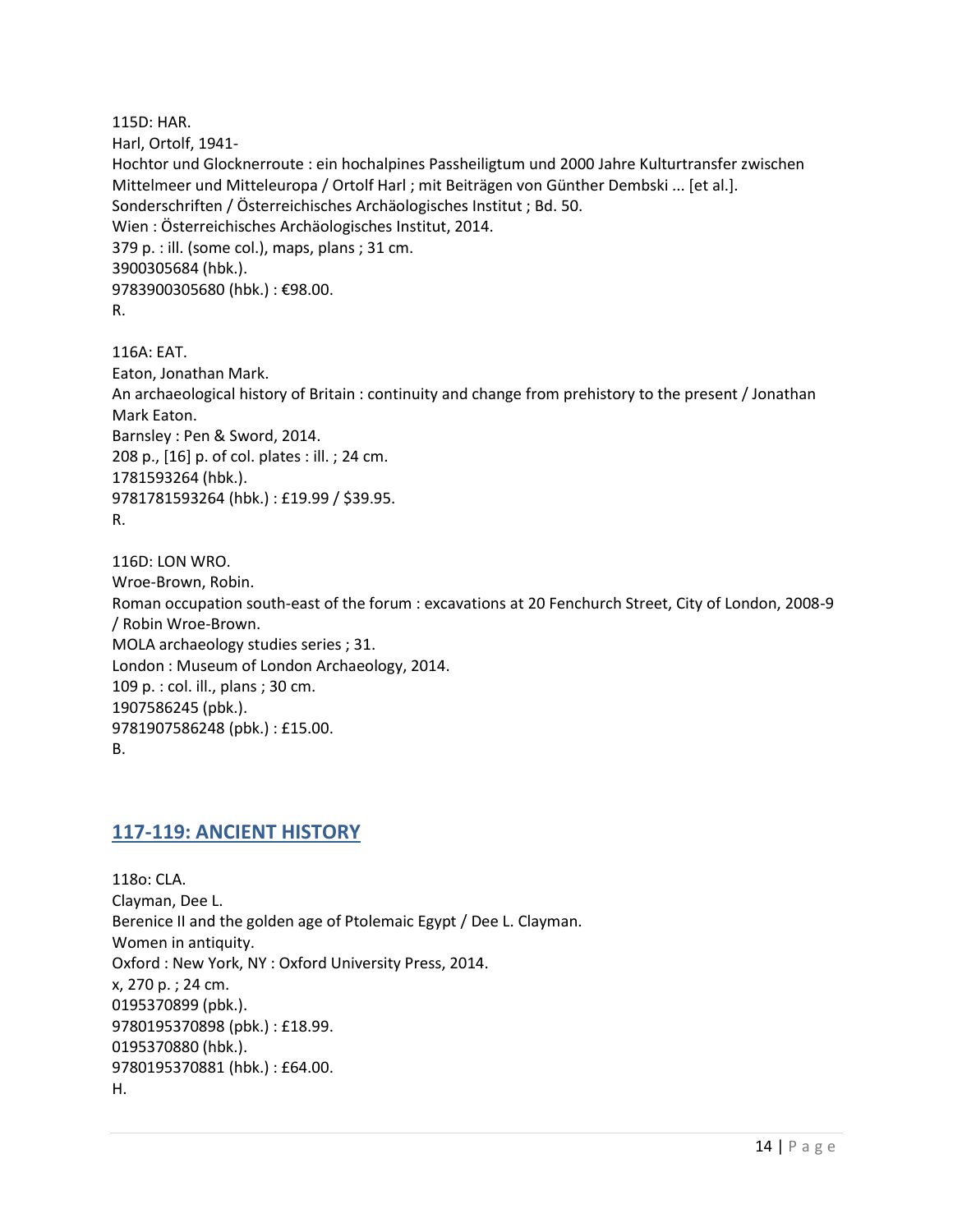115D: HAR.
Harl, Ortolf, 1941-
Hochtor und Glocknerroute : ein hochalpines Passheiligtum und 2000 Jahre Kulturtransfer zwischen Mittelmeer und Mitteleuropa / Ortolf Harl ; mit Beiträgen von Günther Dembski ... [et al.].
Sonderschriften / Österreichisches Archäologisches Institut ; Bd. 50.
Wien : Österreichisches Archäologisches Institut, 2014.
379 p. : ill. (some col.), maps, plans ; 31 cm.
3900305684 (hbk.).
9783900305680 (hbk.) : €98.00.
R.

116A: EAT.
Eaton, Jonathan Mark.
An archaeological history of Britain : continuity and change from prehistory to the present / Jonathan Mark Eaton.
Barnsley : Pen & Sword, 2014.
208 p., [16] p. of col. plates : ill. ; 24 cm.
1781593264 (hbk.).
9781781593264 (hbk.) : £19.99 / $39.95.
R.

116D: LON WRO.
Wroe-Brown, Robin.
Roman occupation south-east of the forum : excavations at 20 Fenchurch Street, City of London, 2008-9 / Robin Wroe-Brown.
MOLA archaeology studies series ; 31.
London : Museum of London Archaeology, 2014.
109 p. : col. ill., plans ; 30 cm.
1907586245 (pbk.).
9781907586248 (pbk.) : £15.00.
B.

## 117-119: ANCIENT HISTORY

118o: CLA.
Clayman, Dee L.
Berenice II and the golden age of Ptolemaic Egypt / Dee L. Clayman.
Women in antiquity.
Oxford : New York, NY : Oxford University Press, 2014.
x, 270 p. ; 24 cm.
0195370899 (pbk.).
9780195370898 (pbk.) : £18.99.
0195370880 (hbk.).
9780195370881 (hbk.) : £64.00.
H.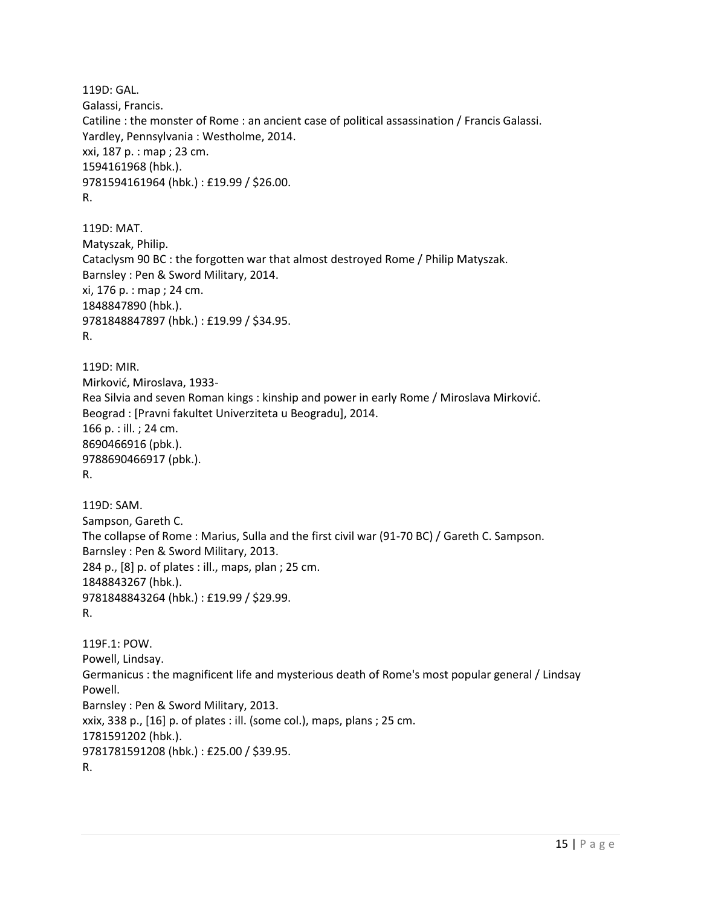119D: GAL.
Galassi, Francis.
Catiline : the monster of Rome : an ancient case of political assassination / Francis Galassi.
Yardley, Pennsylvania : Westholme, 2014.
xxi, 187 p. : map ; 23 cm.
1594161968 (hbk.).
9781594161964 (hbk.) : £19.99 / $26.00.
R.

119D: MAT.
Matyszak, Philip.
Cataclysm 90 BC : the forgotten war that almost destroyed Rome / Philip Matyszak.
Barnsley : Pen & Sword Military, 2014.
xi, 176 p. : map ; 24 cm.
1848847890 (hbk.).
9781848847897 (hbk.) : £19.99 / $34.95.
R.

119D: MIR.
Mirković, Miroslava, 1933-
Rea Silvia and seven Roman kings : kinship and power in early Rome / Miroslava Mirković.
Beograd : [Pravni fakultet Univerziteta u Beogradu], 2014.
166 p. : ill. ; 24 cm.
8690466916 (pbk.).
9788690466917 (pbk.).
R.

119D: SAM.
Sampson, Gareth C.
The collapse of Rome : Marius, Sulla and the first civil war (91-70 BC) / Gareth C. Sampson.
Barnsley : Pen & Sword Military, 2013.
284 p., [8] p. of plates : ill., maps, plan ; 25 cm.
1848843267 (hbk.).
9781848843264 (hbk.) : £19.99 / $29.99.
R.

119F.1: POW.
Powell, Lindsay.
Germanicus : the magnificent life and mysterious death of Rome's most popular general / Lindsay Powell.
Barnsley : Pen & Sword Military, 2013.
xxix, 338 p., [16] p. of plates : ill. (some col.), maps, plans ; 25 cm.
1781591202 (hbk.).
9781781591208 (hbk.) : £25.00 / $39.95.
R.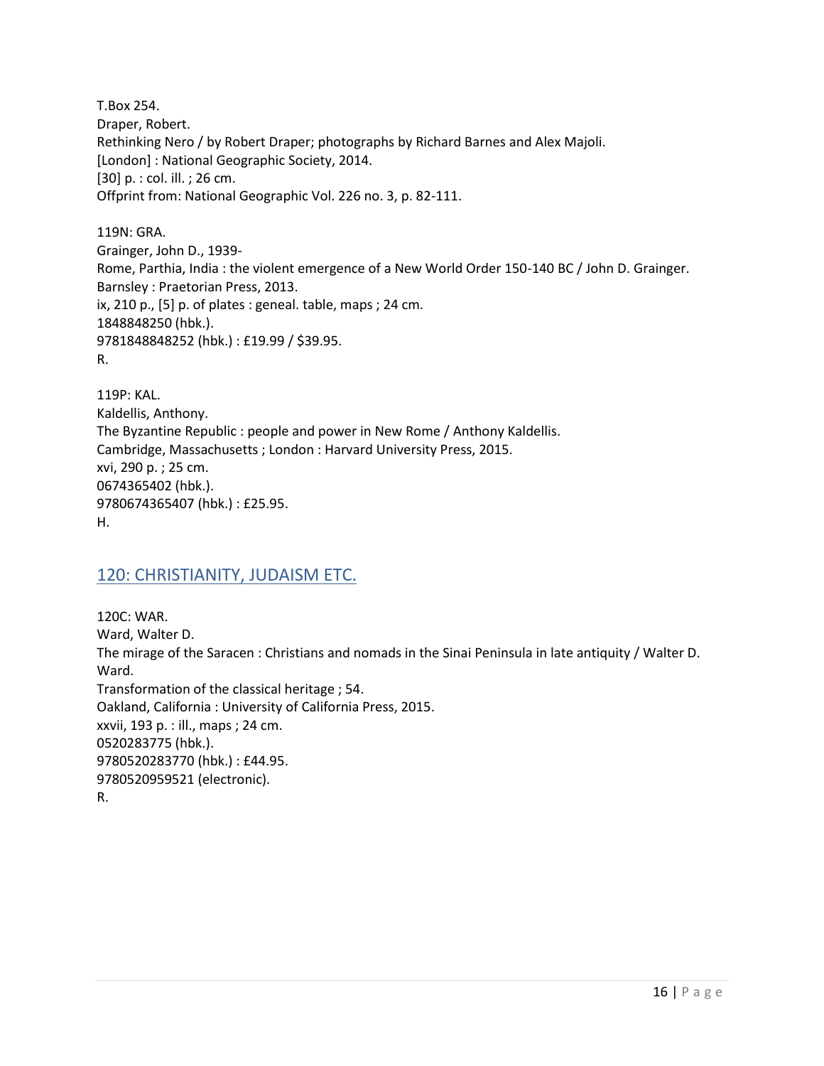T.Box 254.
Draper, Robert.
Rethinking Nero / by Robert Draper; photographs by Richard Barnes and Alex Majoli.
[London] : National Geographic Society, 2014.
[30] p. : col. ill. ; 26 cm.
Offprint from: National Geographic Vol. 226 no. 3, p. 82-111.

119N: GRA.
Grainger, John D., 1939-
Rome, Parthia, India : the violent emergence of a New World Order 150-140 BC / John D. Grainger.
Barnsley : Praetorian Press, 2013.
ix, 210 p., [5] p. of plates : geneal. table, maps ; 24 cm.
1848848250 (hbk.).
9781848848252 (hbk.) : £19.99 / $39.95.
R.

119P: KAL.
Kaldellis, Anthony.
The Byzantine Republic : people and power in New Rome / Anthony Kaldellis.
Cambridge, Massachusetts ; London : Harvard University Press, 2015.
xvi, 290 p. ; 25 cm.
0674365402 (hbk.).
9780674365407 (hbk.) : £25.95.
H.

## 120: CHRISTIANITY, JUDAISM ETC.

120C: WAR.
Ward, Walter D.
The mirage of the Saracen : Christians and nomads in the Sinai Peninsula in late antiquity / Walter D. Ward.
Transformation of the classical heritage ; 54.
Oakland, California : University of California Press, 2015.
xxvii, 193 p. : ill., maps ; 24 cm.
0520283775 (hbk.).
9780520283770 (hbk.) : £44.95.
9780520959521 (electronic).
R.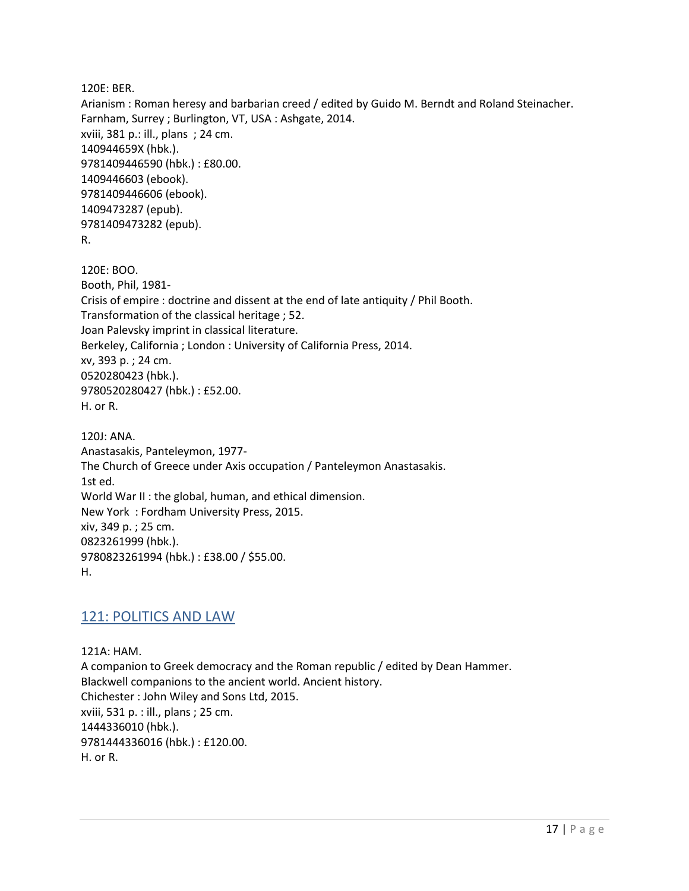120E: BER.
Arianism : Roman heresy and barbarian creed / edited by Guido M. Berndt and Roland Steinacher.
Farnham, Surrey ; Burlington, VT, USA : Ashgate, 2014.
xviii, 381 p.: ill., plans ; 24 cm.
140944659X (hbk.).
9781409446590 (hbk.) : £80.00.
1409446603 (ebook).
9781409446606 (ebook).
1409473287 (epub).
9781409473282 (epub).
R.

120E: BOO.
Booth, Phil, 1981-
Crisis of empire : doctrine and dissent at the end of late antiquity / Phil Booth.
Transformation of the classical heritage ; 52.
Joan Palevsky imprint in classical literature.
Berkeley, California ; London : University of California Press, 2014.
xv, 393 p. ; 24 cm.
0520280423 (hbk.).
9780520280427 (hbk.) : £52.00.
H. or R.

120J: ANA.
Anastasakis, Panteleymon, 1977-
The Church of Greece under Axis occupation / Panteleymon Anastasakis.
1st ed.
World War II : the global, human, and ethical dimension.
New York : Fordham University Press, 2015.
xiv, 349 p. ; 25 cm.
0823261999 (hbk.).
9780823261994 (hbk.) : £38.00 / $55.00.
H.

## 121: POLITICS AND LAW

121A: HAM.
A companion to Greek democracy and the Roman republic / edited by Dean Hammer.
Blackwell companions to the ancient world. Ancient history.
Chichester : John Wiley and Sons Ltd, 2015.
xviii, 531 p. : ill., plans ; 25 cm.
1444336010 (hbk.).
9781444336016 (hbk.) : £120.00.
H. or R.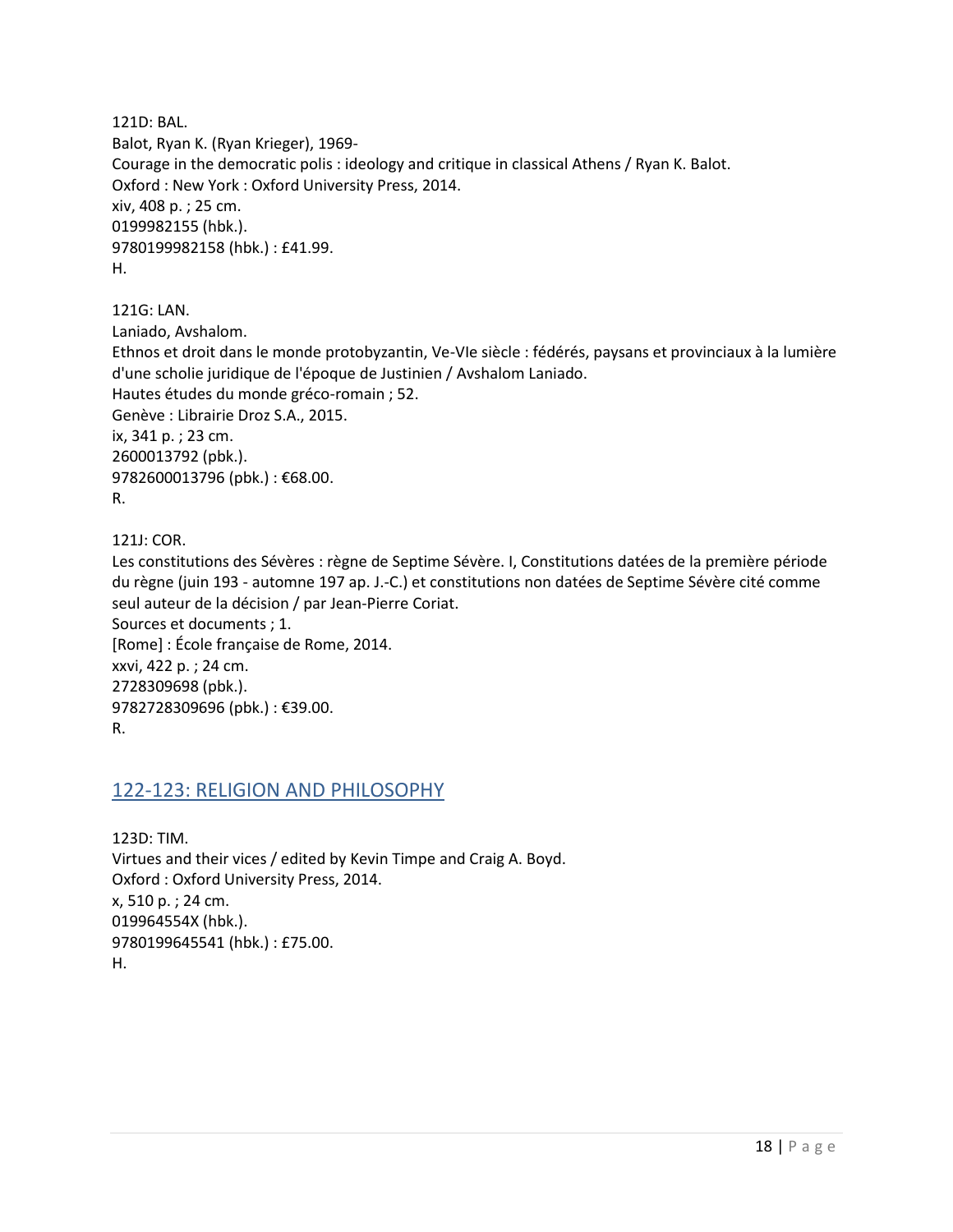121D: BAL.
Balot, Ryan K. (Ryan Krieger), 1969-
Courage in the democratic polis : ideology and critique in classical Athens / Ryan K. Balot.
Oxford : New York : Oxford University Press, 2014.
xiv, 408 p. ; 25 cm.
0199982155 (hbk.).
9780199982158 (hbk.) : £41.99.
H.

121G: LAN.
Laniado, Avshalom.
Ethnos et droit dans le monde protobyzantin, Ve-VIe siècle : fédérés, paysans et provinciaux à la lumière d'une scholie juridique de l'époque de Justinien / Avshalom Laniado.
Hautes études du monde gréco-romain ; 52.
Genève : Librairie Droz S.A., 2015.
ix, 341 p. ; 23 cm.
2600013792 (pbk.).
9782600013796 (pbk.) : €68.00.
R.

121J: COR.
Les constitutions des Sévères : règne de Septime Sévère. I, Constitutions datées de la première période du règne (juin 193 - automne 197 ap. J.-C.) et constitutions non datées de Septime Sévère cité comme seul auteur de la décision / par Jean-Pierre Coriat.
Sources et documents ; 1.
[Rome] : École française de Rome, 2014.
xxvi, 422 p. ; 24 cm.
2728309698 (pbk.).
9782728309696 (pbk.) : €39.00.
R.

## 122-123: RELIGION AND PHILOSOPHY

123D: TIM.
Virtues and their vices / edited by Kevin Timpe and Craig A. Boyd.
Oxford : Oxford University Press, 2014.
x, 510 p. ; 24 cm.
019964554X (hbk.).
9780199645541 (hbk.) : £75.00.
H.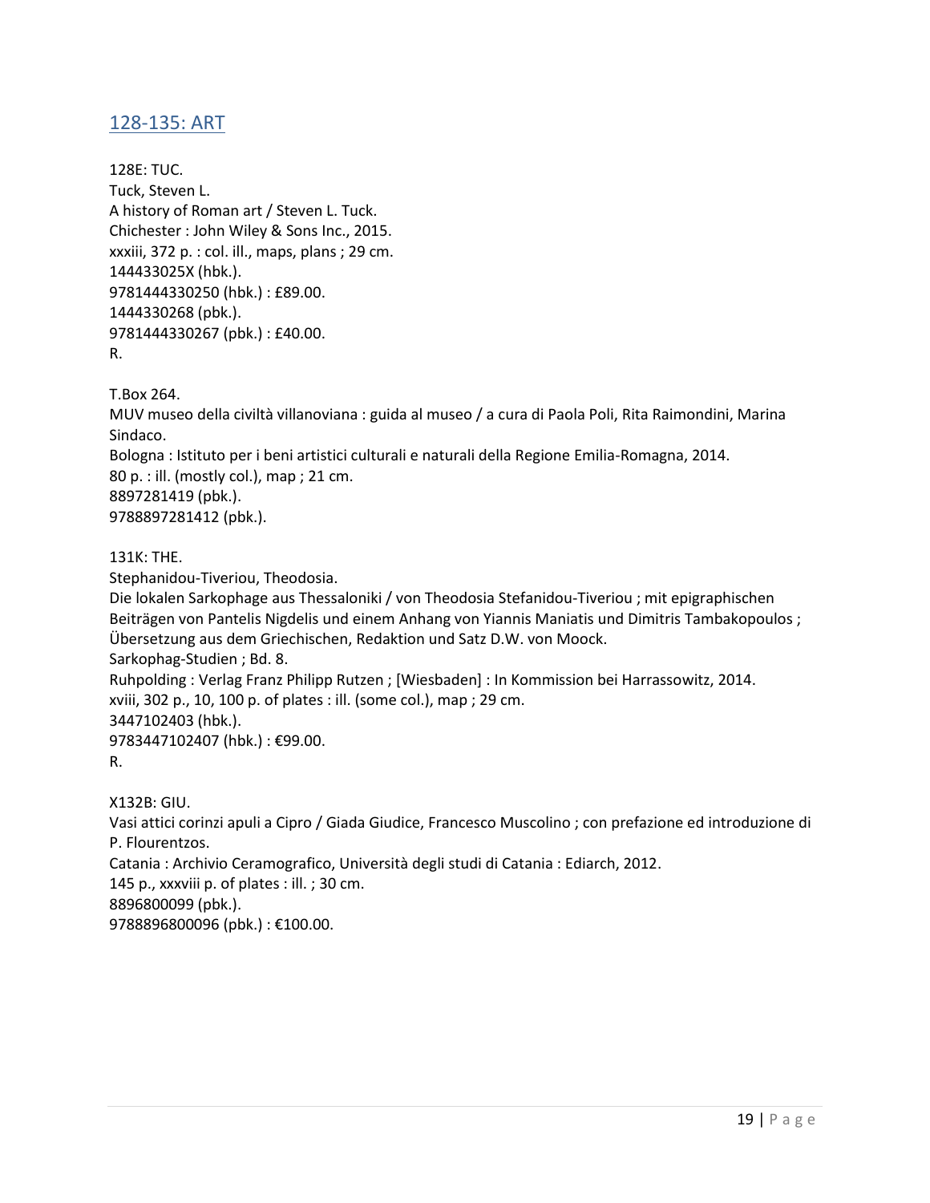## 128-135: ART

128E: TUC.
Tuck, Steven L.
A history of Roman art / Steven L. Tuck.
Chichester : John Wiley & Sons Inc., 2015.
xxxiii, 372 p. : col. ill., maps, plans ; 29 cm.
144433025X (hbk.).
9781444330250 (hbk.) : £89.00.
1444330268 (pbk.).
9781444330267 (pbk.) : £40.00.
R.

T.Box 264.
MUV museo della civiltà villanoviana : guida al museo / a cura di Paola Poli, Rita Raimondini, Marina Sindaco.
Bologna : Istituto per i beni artistici culturali e naturali della Regione Emilia-Romagna, 2014.
80 p. : ill. (mostly col.), map ; 21 cm.
8897281419 (pbk.).
9788897281412 (pbk.).

131K: THE.
Stephanidou-Tiveriou, Theodosia.
Die lokalen Sarkophage aus Thessaloniki / von Theodosia Stefanidou-Tiveriou ; mit epigraphischen Beiträgen von Pantelis Nigdelis und einem Anhang von Yiannis Maniatis und Dimitris Tambakopoulos ; Übersetzung aus dem Griechischen, Redaktion und Satz D.W. von Moock.
Sarkophag-Studien ; Bd. 8.
Ruhpolding : Verlag Franz Philipp Rutzen ; [Wiesbaden] : In Kommission bei Harrassowitz, 2014.
xviii, 302 p., 10, 100 p. of plates : ill. (some col.), map ; 29 cm.
3447102403 (hbk.).
9783447102407 (hbk.) : €99.00.
R.

X132B: GIU.
Vasi attici corinzi apuli a Cipro / Giada Giudice, Francesco Muscolino ; con prefazione ed introduzione di P. Flourentzos.
Catania : Archivio Ceramografico, Università degli studi di Catania : Ediarch, 2012.
145 p., xxxviii p. of plates : ill. ; 30 cm.
8896800099 (pbk.).
9788896800096 (pbk.) : €100.00.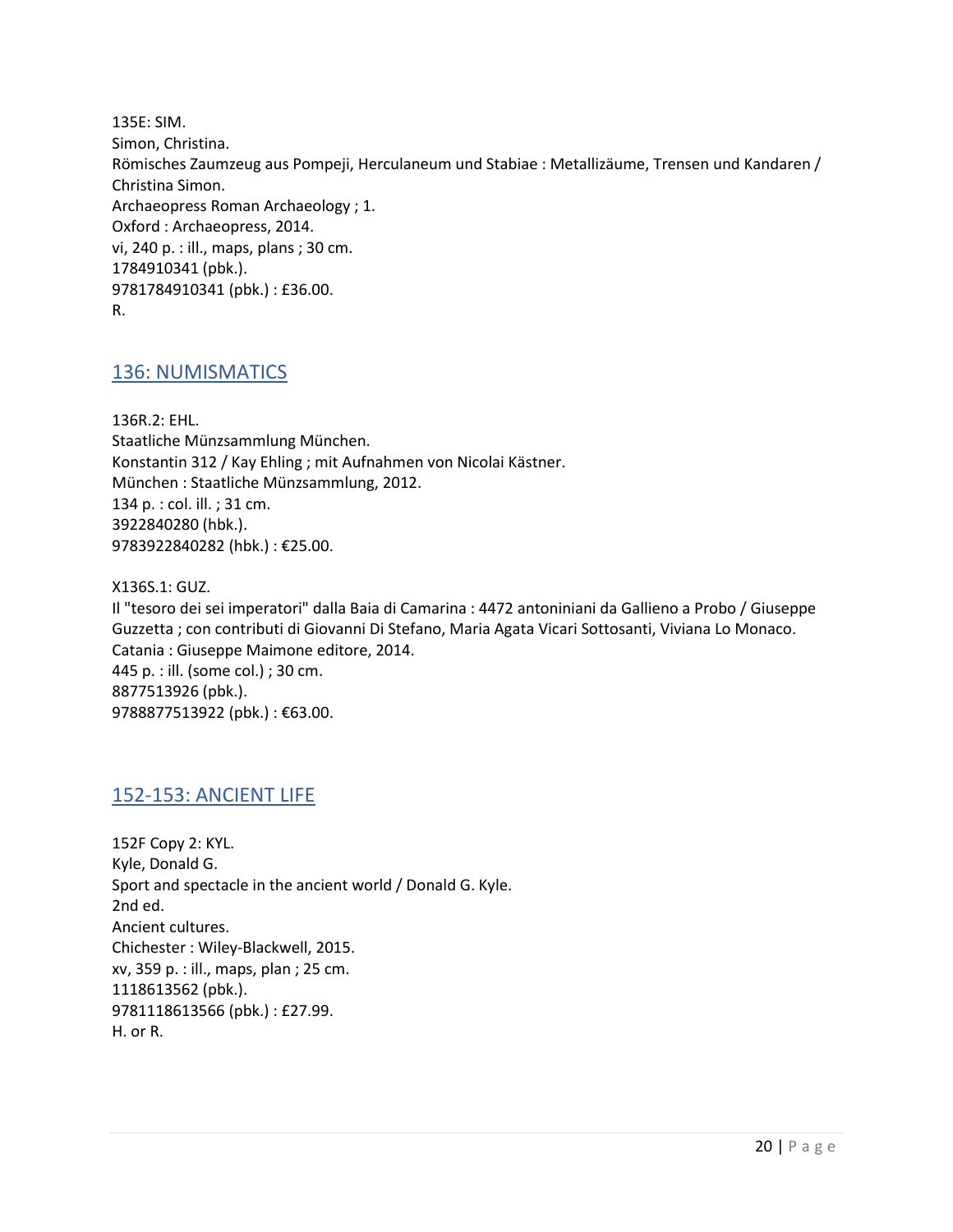135E: SIM.
Simon, Christina.
Römisches Zaumzeug aus Pompeji, Herculaneum und Stabiae : Metallizäume, Trensen und Kandaren / Christina Simon.
Archaeopress Roman Archaeology ; 1.
Oxford : Archaeopress, 2014.
vi, 240 p. : ill., maps, plans ; 30 cm.
1784910341 (pbk.).
9781784910341 (pbk.) : £36.00.
R.

## 136: NUMISMATICS

136R.2: EHL.
Staatliche Münzsammlung München.
Konstantin 312 / Kay Ehling ; mit Aufnahmen von Nicolai Kästner.
München : Staatliche Münzsammlung, 2012.
134 p. : col. ill. ; 31 cm.
3922840280 (hbk.).
9783922840282 (hbk.) : €25.00.

X136S.1: GUZ.
Il "tesoro dei sei imperatori" dalla Baia di Camarina : 4472 antoniniani da Gallieno a Probo / Giuseppe Guzzetta ; con contributi di Giovanni Di Stefano, Maria Agata Vicari Sottosanti, Viviana Lo Monaco.
Catania : Giuseppe Maimone editore, 2014.
445 p. : ill. (some col.) ; 30 cm.
8877513926 (pbk.).
9788877513922 (pbk.) : €63.00.

## 152-153: ANCIENT LIFE

152F Copy 2: KYL.
Kyle, Donald G.
Sport and spectacle in the ancient world / Donald G. Kyle.
2nd ed.
Ancient cultures.
Chichester : Wiley-Blackwell, 2015.
xv, 359 p. : ill., maps, plan ; 25 cm.
1118613562 (pbk.).
9781118613566 (pbk.) : £27.99.
H. or R.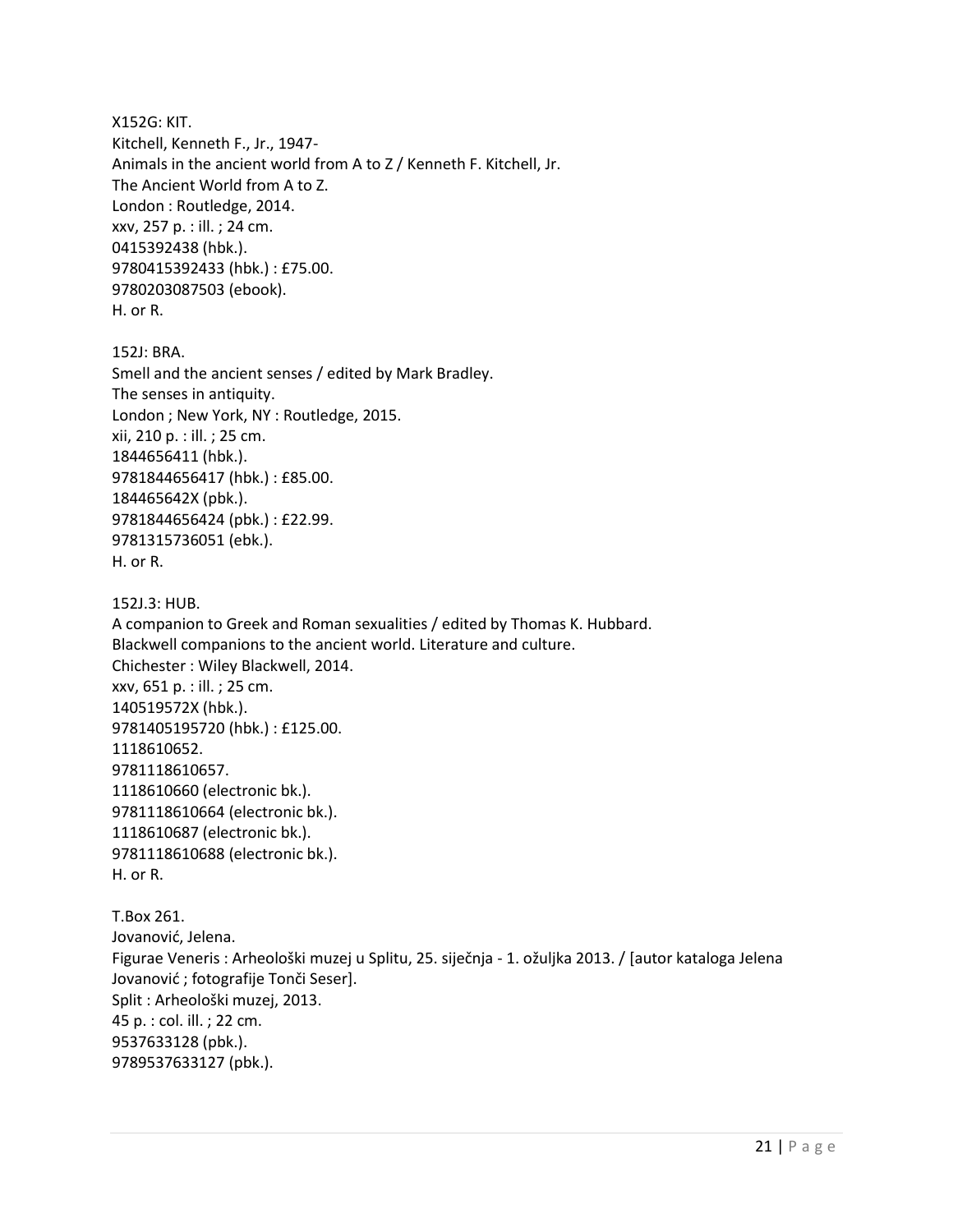X152G: KIT.
Kitchell, Kenneth F., Jr., 1947-
Animals in the ancient world from A to Z / Kenneth F. Kitchell, Jr.
The Ancient World from A to Z.
London : Routledge, 2014.
xxv, 257 p. : ill. ; 24 cm.
0415392438 (hbk.).
9780415392433 (hbk.) : £75.00.
9780203087503 (ebook).
H. or R.

152J: BRA.
Smell and the ancient senses / edited by Mark Bradley.
The senses in antiquity.
London ; New York, NY : Routledge, 2015.
xii, 210 p. : ill. ; 25 cm.
1844656411 (hbk.).
9781844656417 (hbk.) : £85.00.
184465642X (pbk.).
9781844656424 (pbk.) : £22.99.
9781315736051 (ebk.).
H. or R.

152J.3: HUB.
A companion to Greek and Roman sexualities / edited by Thomas K. Hubbard.
Blackwell companions to the ancient world. Literature and culture.
Chichester : Wiley Blackwell, 2014.
xxv, 651 p. : ill. ; 25 cm.
140519572X (hbk.).
9781405195720 (hbk.) : £125.00.
1118610652.
9781118610657.
1118610660 (electronic bk.).
9781118610664 (electronic bk.).
1118610687 (electronic bk.).
9781118610688 (electronic bk.).
H. or R.

T.Box 261.
Jovanović, Jelena.
Figurae Veneris : Arheološki muzej u Splitu, 25. siječnja - 1. ožuljka 2013. / [autor kataloga Jelena Jovanović ; fotografije Tonči Seser].
Split : Arheološki muzej, 2013.
45 p. : col. ill. ; 22 cm.
9537633128 (pbk.).
9789537633127 (pbk.).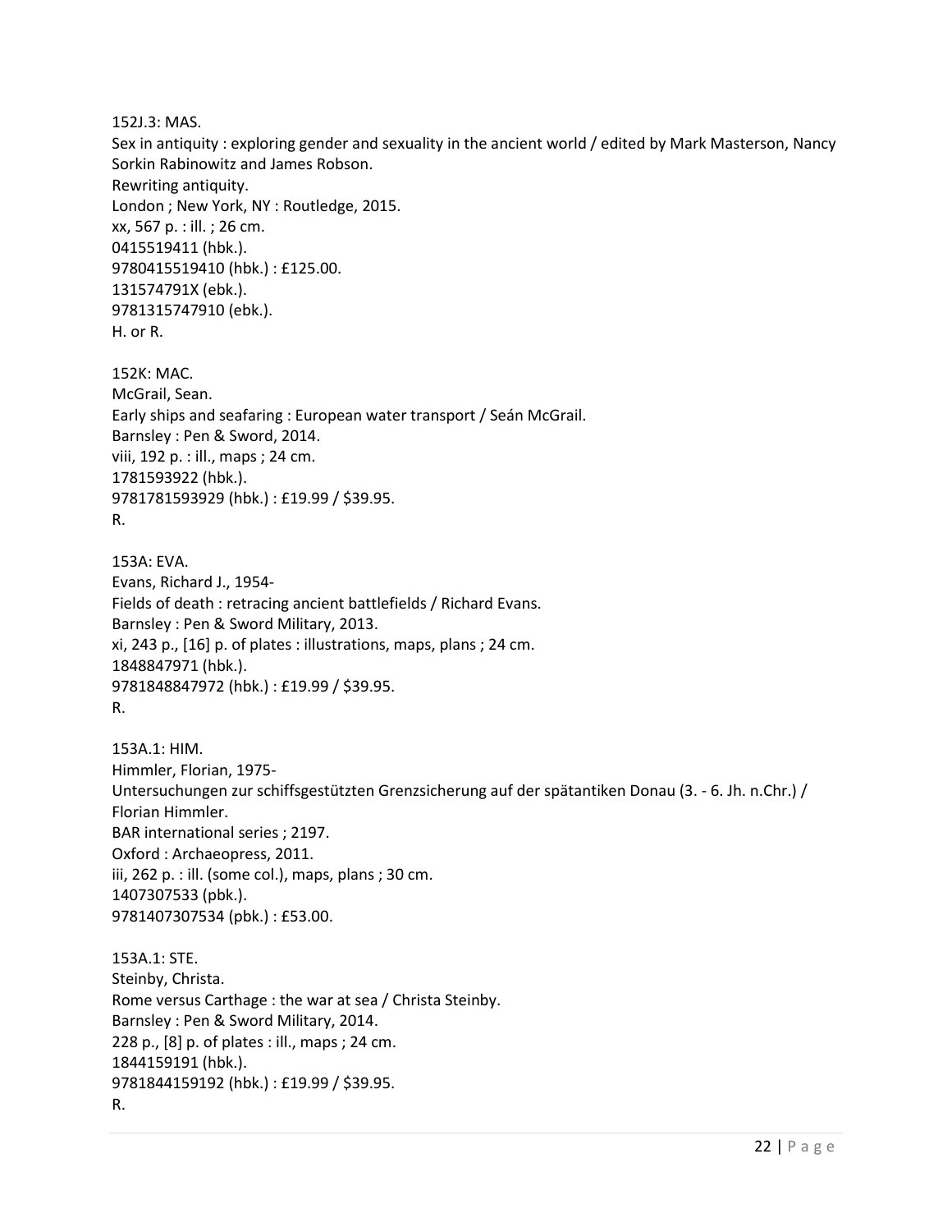152J.3: MAS.
Sex in antiquity : exploring gender and sexuality in the ancient world / edited by Mark Masterson, Nancy Sorkin Rabinowitz and James Robson.
Rewriting antiquity.
London ; New York, NY : Routledge, 2015.
xx, 567 p. : ill. ; 26 cm.
0415519411 (hbk.).
9780415519410 (hbk.) : £125.00.
131574791X (ebk.).
9781315747910 (ebk.).
H. or R.

152K: MAC.
McGrail, Sean.
Early ships and seafaring : European water transport / Seán McGrail.
Barnsley : Pen & Sword, 2014.
viii, 192 p. : ill., maps ; 24 cm.
1781593922 (hbk.).
9781781593929 (hbk.) : £19.99 / $39.95.
R.

153A: EVA.
Evans, Richard J., 1954-
Fields of death : retracing ancient battlefields / Richard Evans.
Barnsley : Pen & Sword Military, 2013.
xi, 243 p., [16] p. of plates : illustrations, maps, plans ; 24 cm.
1848847971 (hbk.).
9781848847972 (hbk.) : £19.99 / $39.95.
R.

153A.1: HIM.
Himmler, Florian, 1975-
Untersuchungen zur schiffsgestützten Grenzsicherung auf der spätantiken Donau (3. - 6. Jh. n.Chr.) / Florian Himmler.
BAR international series ; 2197.
Oxford : Archaeopress, 2011.
iii, 262 p. : ill. (some col.), maps, plans ; 30 cm.
1407307533 (pbk.).
9781407307534 (pbk.) : £53.00.

153A.1: STE.
Steinby, Christa.
Rome versus Carthage : the war at sea / Christa Steinby.
Barnsley : Pen & Sword Military, 2014.
228 p., [8] p. of plates : ill., maps ; 24 cm.
1844159191 (hbk.).
9781844159192 (hbk.) : £19.99 / $39.95.
R.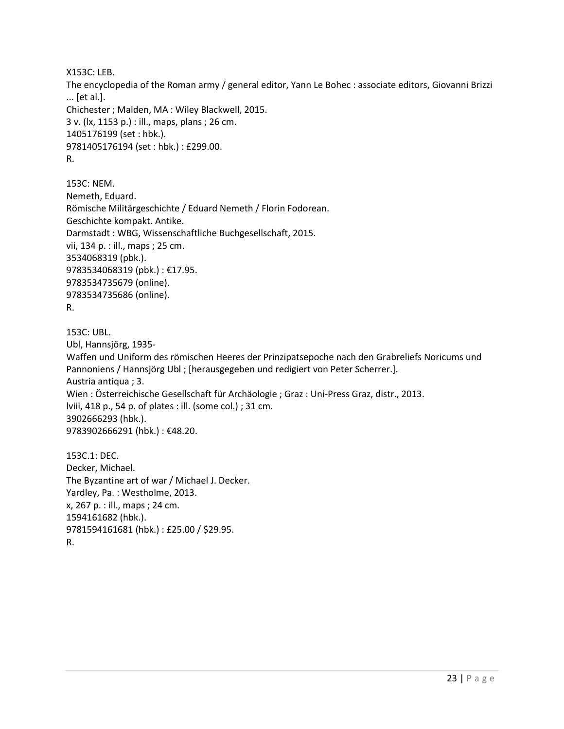X153C: LEB.
The encyclopedia of the Roman army / general editor, Yann Le Bohec : associate editors, Giovanni Brizzi ... [et al.].
Chichester ; Malden, MA : Wiley Blackwell, 2015.
3 v. (lx, 1153 p.) : ill., maps, plans ; 26 cm.
1405176199 (set : hbk.).
9781405176194 (set : hbk.) : £299.00.
R.

153C: NEM.
Nemeth, Eduard.
Römische Militärgeschichte / Eduard Nemeth / Florin Fodorean.
Geschichte kompakt. Antike.
Darmstadt : WBG, Wissenschaftliche Buchgesellschaft, 2015.
vii, 134 p. : ill., maps ; 25 cm.
3534068319 (pbk.).
9783534068319 (pbk.) : €17.95.
9783534735679 (online).
9783534735686 (online).
R.

153C: UBL.
Ubl, Hannsjörg, 1935-
Waffen und Uniform des römischen Heeres der Prinzipatsepoche nach den Grabreliefs Noricums und Pannoniens / Hannsjörg Ubl ; [herausgegeben und redigiert von Peter Scherrer.].
Austria antiqua ; 3.
Wien : Österreichische Gesellschaft für Archäologie ; Graz : Uni-Press Graz, distr., 2013.
lviii, 418 p., 54 p. of plates : ill. (some col.) ; 31 cm.
3902666293 (hbk.).
9783902666291 (hbk.) : €48.20.

153C.1: DEC.
Decker, Michael.
The Byzantine art of war / Michael J. Decker.
Yardley, Pa. : Westholme, 2013.
x, 267 p. : ill., maps ; 24 cm.
1594161682 (hbk.).
9781594161681 (hbk.) : £25.00 / $29.95.
R.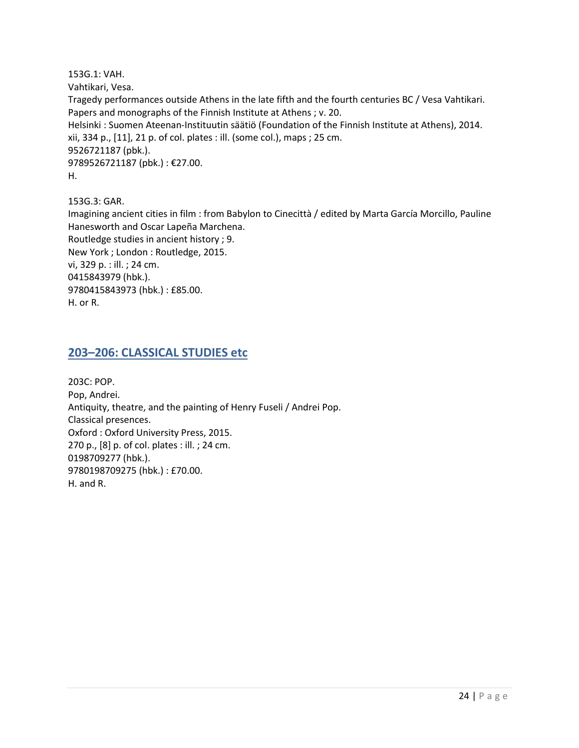153G.1: VAH.
Vahtikari, Vesa.
Tragedy performances outside Athens in the late fifth and the fourth centuries BC / Vesa Vahtikari.
Papers and monographs of the Finnish Institute at Athens ; v. 20.
Helsinki : Suomen Ateenan-Instituutin säätiö (Foundation of the Finnish Institute at Athens), 2014.
xii, 334 p., [11], 21 p. of col. plates : ill. (some col.), maps ; 25 cm.
9526721187 (pbk.).
9789526721187 (pbk.) : €27.00.
H.

153G.3: GAR.
Imagining ancient cities in film : from Babylon to Cinecittà / edited by Marta García Morcillo, Pauline Hanesworth and Oscar Lapeña Marchena.
Routledge studies in ancient history ; 9.
New York ; London : Routledge, 2015.
vi, 329 p. : ill. ; 24 cm.
0415843979 (hbk.).
9780415843973 (hbk.) : £85.00.
H. or R.

## 203–206: CLASSICAL STUDIES etc

203C: POP.
Pop, Andrei.
Antiquity, theatre, and the painting of Henry Fuseli / Andrei Pop.
Classical presences.
Oxford : Oxford University Press, 2015.
270 p., [8] p. of col. plates : ill. ; 24 cm.
0198709277 (hbk.).
9780198709275 (hbk.) : £70.00.
H. and R.